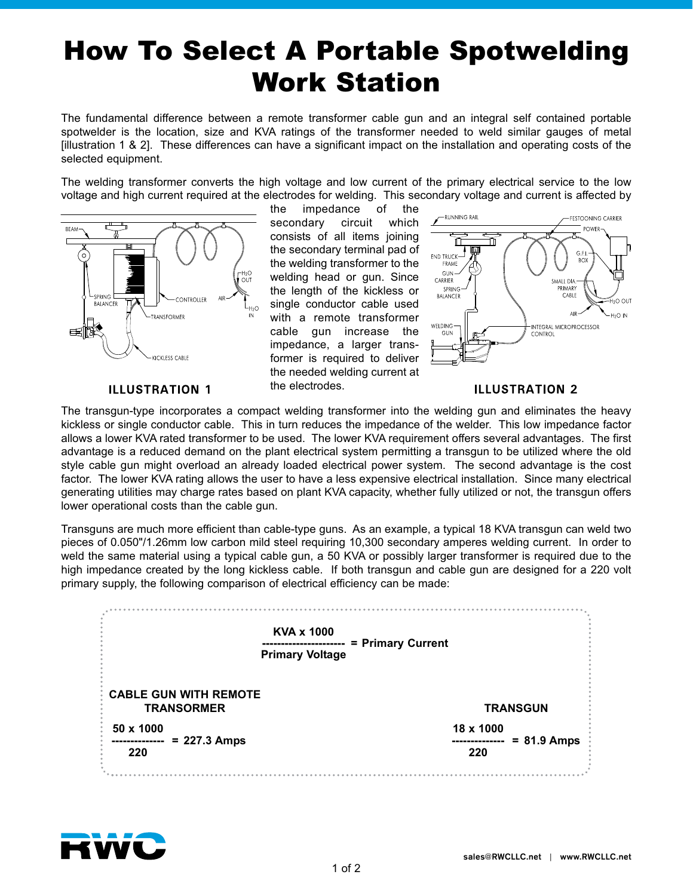# How To Select A Portable Spotwelding Work Station

The fundamental difference between a remote transformer cable gun and an integral self contained portable spotwelder is the location, size and KVA ratings of the transformer needed to weld similar gauges of metal [illustration 1 & 2]. These differences can have a significant impact on the installation and operating costs of the selected equipment.

The welding transformer converts the high voltage and low current of the primary electrical service to the low voltage and high current required at the electrodes for welding. This secondary voltage and current is affected by the impedance of the secondary circuit which consists of all items joining the secondary terminal pad of the welding transformer to the welding head or gun. Since the length of the kickless or single conductor cable used with a remote transformer cable gun increase the impedance, a larger transformer is required to deliver the needed welding current at the electrodes.

**ILLUSTRATION 1**

**ILLUSTRATION 2**

The transgun-type incorporates a compact welding transformer into the welding gun and eliminates the heavy kickless or single conductor cable. This in turn reduces the impedance of the welder. This low impedance factor allows a lower KVA rated transformer to be used. The lower KVA requirement offers several advantages. The first advantage is a reduced demand on the plant electrical system permitting a transgun to be utilized where the old style cable gun might overload an already loaded electrical power system. The second advantage is the cost factor. The lower KVA rating allows the user to have a less expensive electrical installation. Since many electrical generating utilities may charge rates based on plant KVA capacity, whether fully utilized or not, the transgun offers lower operational costs than the cable gun.

Transguns are much more efficient than cable-type guns. As an example, a typical 18 KVA transgun can weld two pieces of 0.050"/1.26mm low carbon mild steel requiring 10,300 secondary amperes welding current. In order to weld the same material using a typical cable gun, a 50 KVA or possibly larger transformer is required due to the high impedance created by the long kickless cable. If both transgun and cable gun are designed for a 220 volt primary supply, the following comparison of electrical efficiency can be made:

$$\frac{\text{KVA} \times 1000}{\text{Primary Voltage}} = \text{Primary Current}$$

**CABLE GUN WITH REMOTE TRANSORMER**

$$\frac{50 \times 1000}{220} = 227.3 \text{ Amps}$$

**TRANSGUN**

$$\frac{18 \times 1000}{220} = 81.9 \text{ Amps}$$

sales@RWCLLC.net | www.RWCLLC.net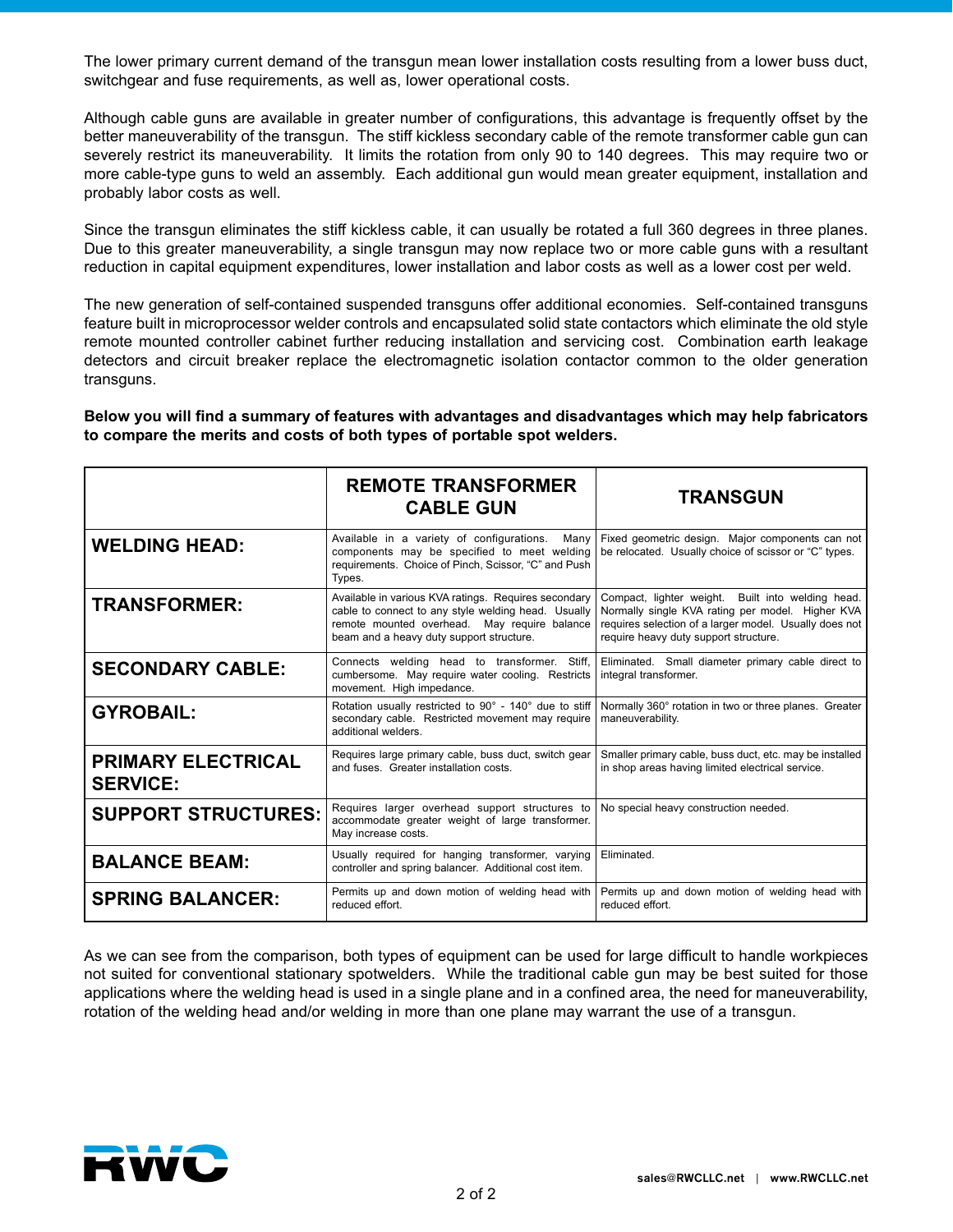The lower primary current demand of the transgun mean lower installation costs resulting from a lower buss duct, switchgear and fuse requirements, as well as, lower operational costs.

Although cable guns are available in greater number of configurations, this advantage is frequently offset by the better maneuverability of the transgun. The stiff kickless secondary cable of the remote transformer cable gun can severely restrict its maneuverability. It limits the rotation from only 90 to 140 degrees. This may require two or more cable-type guns to weld an assembly. Each additional gun would mean greater equipment, installation and probably labor costs as well.

Since the transgun eliminates the stiff kickless cable, it can usually be rotated a full 360 degrees in three planes. Due to this greater maneuverability, a single transgun may now replace two or more cable guns with a resultant reduction in capital equipment expenditures, lower installation and labor costs as well as a lower cost per weld.

The new generation of self-contained suspended transguns offer additional economies. Self-contained transguns feature built in microprocessor welder controls and encapsulated solid state contactors which eliminate the old style remote mounted controller cabinet further reducing installation and servicing cost. Combination earth leakage detectors and circuit breaker replace the electromagnetic isolation contactor common to the older generation transguns.

**Below you will find a summary of features with advantages and disadvantages which may help fabricators to compare the merits and costs of both types of portable spot welders.**

| | REMOTE TRANSFORMER CABLE GUN | TRANSGUN |
|---|---|---|
| **WELDING HEAD:** | Available in a variety of configurations. Many components may be specified to meet welding requirements. Choice of Pinch, Scissor, "C" and Push Types. | Fixed geometric design. Major components can not be relocated. Usually choice of scissor or "C" types. |
| **TRANSFORMER:** | Available in various KVA ratings. Requires secondary cable to connect to any style welding head. Usually remote mounted overhead. May require balance beam and a heavy duty support structure. | Compact, lighter weight. Built into welding head. Normally single KVA rating per model. Higher KVA requires selection of a larger model. Usually does not require heavy duty support structure. |
| **SECONDARY CABLE:** | Connects welding head to transformer. Stiff, cumbersome. May require water cooling. Restricts movement. High impedance. | Eliminated. Small diameter primary cable direct to integral transformer. |
| **GYROBAIL:** | Rotation usually restricted to 90° - 140° due to stiff secondary cable. Restricted movement may require additional welders. | Normally 360° rotation in two or three planes. Greater maneuverability. |
| **PRIMARY ELECTRICAL SERVICE:** | Requires large primary cable, buss duct, switch gear and fuses. Greater installation costs. | Smaller primary cable, buss duct, etc. may be installed in shop areas having limited electrical service. |
| **SUPPORT STRUCTURES:** | Requires larger overhead support structures to accommodate greater weight of large transformer. May increase costs. | No special heavy construction needed. |
| **BALANCE BEAM:** | Usually required for hanging transformer, varying controller and spring balancer. Additional cost item. | Eliminated. |
| **SPRING BALANCER:** | Permits up and down motion of welding head with reduced effort. | Permits up and down motion of welding head with reduced effort. |

As we can see from the comparison, both types of equipment can be used for large difficult to handle workpieces not suited for conventional stationary spotwelders. While the traditional cable gun may be best suited for those applications where the welding head is used in a single plane and in a confined area, the need for maneuverability, rotation of the welding head and/or welding in more than one plane may warrant the use of a transgun.

RWC

sales@RWCLLC.net | www.RWCLLC.net